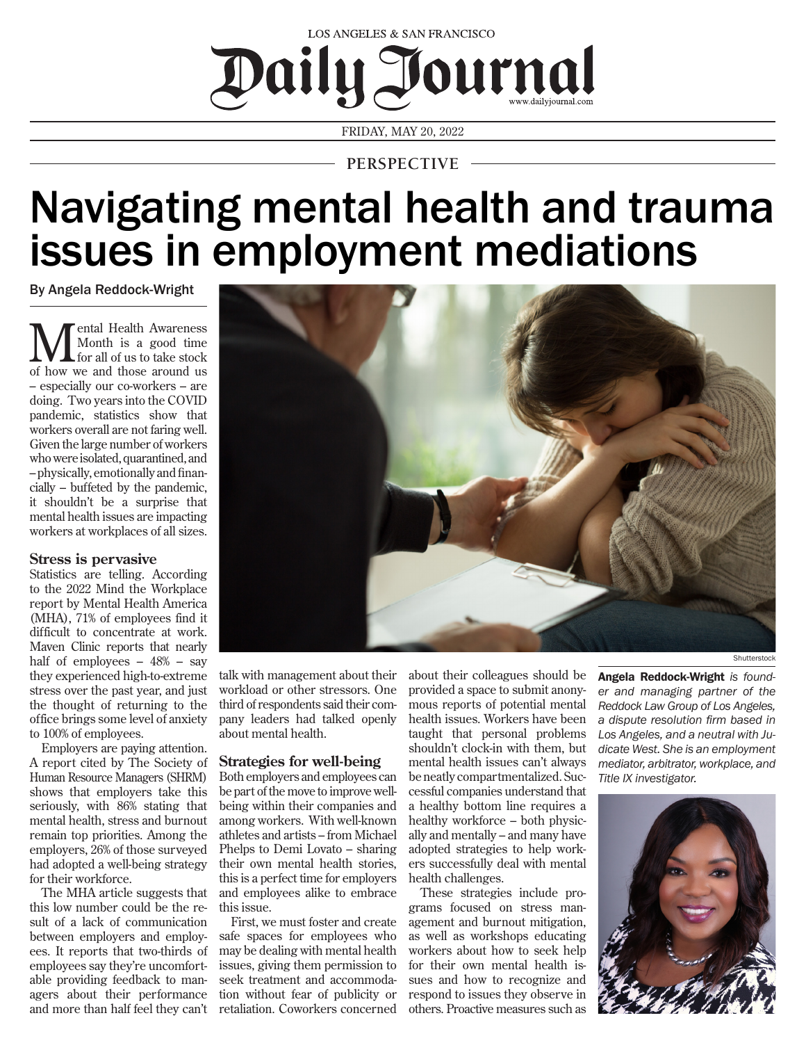LOS ANGELES & SAN FRANCISCO

# Daily Journal

www.dailyjournal.com

FRIDAY, MAY 20, 2022

PERSPECTIVE

# Navigating mental health and trauma issues in employment mediations

By Angela Reddock-Wright

Mental Health Awareness Month is a good time for all of us to take stock of how we and those around us – especially our co-workers – are doing. Two years into the COVID pandemic, statistics show that workers overall are not faring well. Given the large number of workers who were isolated, quarantined, and – physically, emotionally and financially – buffeted by the pandemic, it shouldn't be a surprise that mental health issues are impacting workers at workplaces of all sizes.

## Stress is pervasive

Statistics are telling. According to the 2022 Mind the Workplace report by Mental Health America (MHA), 71% of employees find it difficult to concentrate at work. Maven Clinic reports that nearly half of employees – 48% – say they experienced high-to-extreme stress over the past year, and just the thought of returning to the office brings some level of anxiety to 100% of employees.

Employers are paying attention. A report cited by The Society of Human Resource Managers (SHRM) shows that employers take this seriously, with 86% stating that mental health, stress and burnout remain top priorities. Among the employers, 26% of those surveyed had adopted a well-being strategy for their workforce.

The MHA article suggests that this low number could be the result of a lack of communication between employers and employees. It reports that two-thirds of employees say they're uncomfortable providing feedback to managers about their performance and more than half feel they can't talk with management about their workload or other stressors. One third of respondents said their company leaders had talked openly about mental health.

Shutterstock

## Strategies for well-being

Both employers and employees can be part of the move to improve well-being within their companies and among workers. With well-known athletes and artists – from Michael Phelps to Demi Lovato – sharing their own mental health stories, this is a perfect time for employers and employees alike to embrace this issue.

First, we must foster and create safe spaces for employees who may be dealing with mental health issues, giving them permission to seek treatment and accommodation without fear of publicity or retaliation. Coworkers concerned about their colleagues should be provided a space to submit anonymous reports of potential mental health issues. Workers have been taught that personal problems shouldn't clock-in with them, but mental health issues can't always be neatly compartmentalized. Successful companies understand that a healthy bottom line requires a healthy workforce – both physically and mentally – and many have adopted strategies to help workers successfully deal with mental health challenges.

These strategies include programs focused on stress management and burnout mitigation, as well as workshops educating workers about how to seek help for their own mental health issues and how to recognize and respond to issues they observe in others. Proactive measures such as

**Angela Reddock-Wright** *is founder and managing partner of the Reddock Law Group of Los Angeles, a dispute resolution firm based in Los Angeles, and a neutral with Judicate West. She is an employment mediator, arbitrator, workplace, and Title IX investigator.*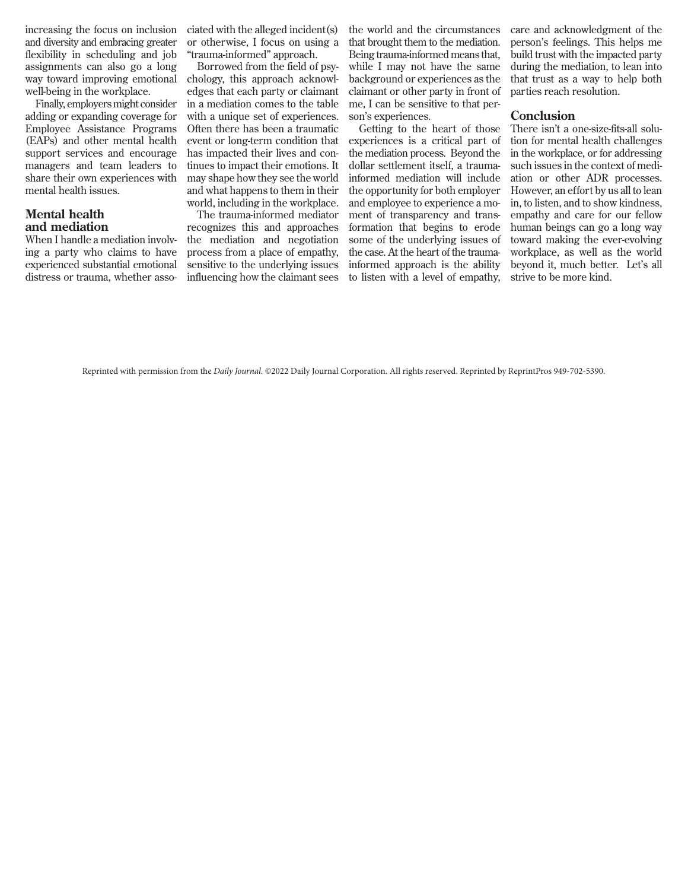increasing the focus on inclusion and diversity and embracing greater flexibility in scheduling and job assignments can also go a long way toward improving emotional well-being in the workplace.

Finally, employers might consider adding or expanding coverage for Employee Assistance Programs (EAPs) and other mental health support services and encourage managers and team leaders to share their own experiences with mental health issues.

## Mental health and mediation

When I handle a mediation involving a party who claims to have experienced substantial emotional distress or trauma, whether associated with the alleged incident(s) or otherwise, I focus on using a "trauma-informed" approach.

Borrowed from the field of psychology, this approach acknowledges that each party or claimant in a mediation comes to the table with a unique set of experiences. Often there has been a traumatic event or long-term condition that has impacted their lives and continues to impact their emotions. It may shape how they see the world and what happens to them in their world, including in the workplace.

The trauma-informed mediator recognizes this and approaches the mediation and negotiation process from a place of empathy, sensitive to the underlying issues influencing how the claimant sees the world and the circumstances that brought them to the mediation. Being trauma-informed means that, while I may not have the same background or experiences as the claimant or other party in front of me, I can be sensitive to that person's experiences.

Getting to the heart of those experiences is a critical part of the mediation process. Beyond the dollar settlement itself, a trauma-informed mediation will include the opportunity for both employer and employee to experience a moment of transparency and transformation that begins to erode some of the underlying issues of the case. At the heart of the trauma-informed approach is the ability to listen with a level of empathy, care and acknowledgment of the person's feelings. This helps me build trust with the impacted party during the mediation, to lean into that trust as a way to help both parties reach resolution.

## Conclusion

There isn't a one-size-fits-all solution for mental health challenges in the workplace, or for addressing such issues in the context of mediation or other ADR processes. However, an effort by us all to lean in, to listen, and to show kindness, empathy and care for our fellow human beings can go a long way toward making the ever-evolving workplace, as well as the world beyond it, much better. Let's all strive to be more kind.

Reprinted with permission from the *Daily Journal*. ©2022 Daily Journal Corporation. All rights reserved. Reprinted by ReprintPros 949-702-5390.